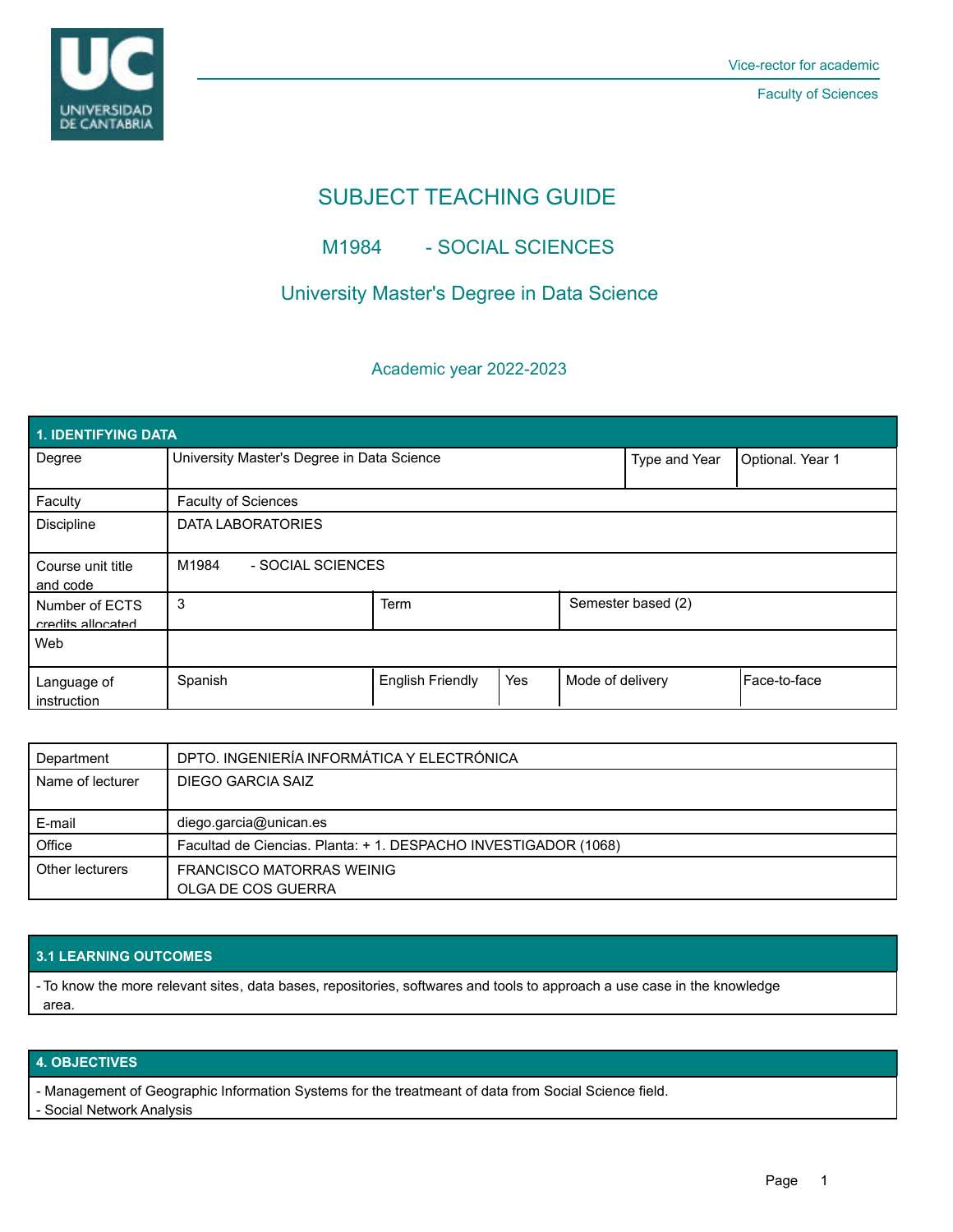Vice-rector for academic

Faculty of Sciences

# SUBJECT TEACHING GUIDE

## M1984 - SOCIAL SCIENCES

## University Master's Degree in Data Science

### Academic year 2022-2023

| 1. IDENTIFYING DATA | | | | | |
|---|---|---|---|---|---|
| Degree | University Master's Degree in Data Science | | | Type and Year | Optional. Year 1 |
| Faculty | Faculty of Sciences | | | | |
| Discipline | DATA LABORATORIES | | | | |
| Course unit title and code | M1984 - SOCIAL SCIENCES | | | | |
| Number of ECTS credits allocated | 3 | Term | | Semester based (2) | |
| Web | | | | | |
| Language of instruction | Spanish | English Friendly | Yes | Mode of delivery | Face-to-face |

| | |
|---|---|
| Department | DPTO. INGENIERÍA INFORMÁTICA Y ELECTRÓNICA |
| Name of lecturer | DIEGO GARCIA SAIZ |
| E-mail | diego.garcia@unican.es |
| Office | Facultad de Ciencias. Planta: + 1. DESPACHO INVESTIGADOR (1068) |
| Other lecturers | FRANCISCO MATORRAS WEINIG<br>OLGA DE COS GUERRA |

## 3.1 LEARNING OUTCOMES

- To know the more relevant sites, data bases, repositories, softwares and tools to approach a use case in the knowledge area.

## 4. OBJECTIVES

- Management of Geographic Information Systems for the treatmeant of data from Social Science field.
- Social Network Analysis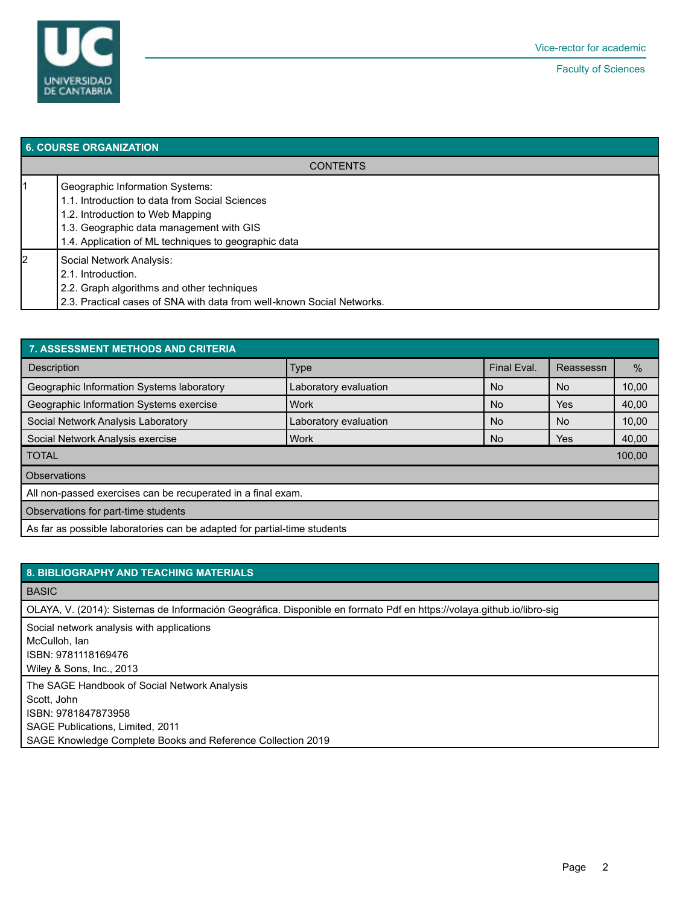## 6. COURSE ORGANIZATION

| CONTENTS | |
|---|---|
| 1 | Geographic Information Systems:<br>1.1. Introduction to data from Social Sciences<br>1.2. Introduction to Web Mapping<br>1.3. Geographic data management with GIS<br>1.4. Application of ML techniques to geographic data |
| 2 | Social Network Analysis:<br>2.1. Introduction.<br>2.2. Graph algorithms and other techniques<br>2.3. Practical cases of SNA with data from well-known Social Networks. |

## 7. ASSESSMENT METHODS AND CRITERIA

| Description | Type | Final Eval. | Reassessn | % |
|---|---|---|---|---|
| Geographic Information Systems laboratory | Laboratory evaluation | No | No | 10,00 |
| Geographic Information Systems exercise | Work | No | Yes | 40,00 |
| Social Network Analysis Laboratory | Laboratory evaluation | No | No | 10,00 |
| Social Network Analysis exercise | Work | No | Yes | 40,00 |
| TOTAL | | | | 100,00 |

**Observations**

All non-passed exercises can be recuperated in a final exam.

**Observations for part-time students**

As far as possible laboratories can be adapted for partial-time students

## 8. BIBLIOGRAPHY AND TEACHING MATERIALS

**BASIC**

OLAYA, V. (2014): Sistemas de Información Geográfica. Disponible en formato Pdf en https://volaya.github.io/libro-sig

Social network analysis with applications
McCulloh, Ian
ISBN: 9781118169476
Wiley & Sons, Inc., 2013

The SAGE Handbook of Social Network Analysis
Scott, John
ISBN: 9781847873958
SAGE Publications, Limited, 2011
SAGE Knowledge Complete Books and Reference Collection 2019